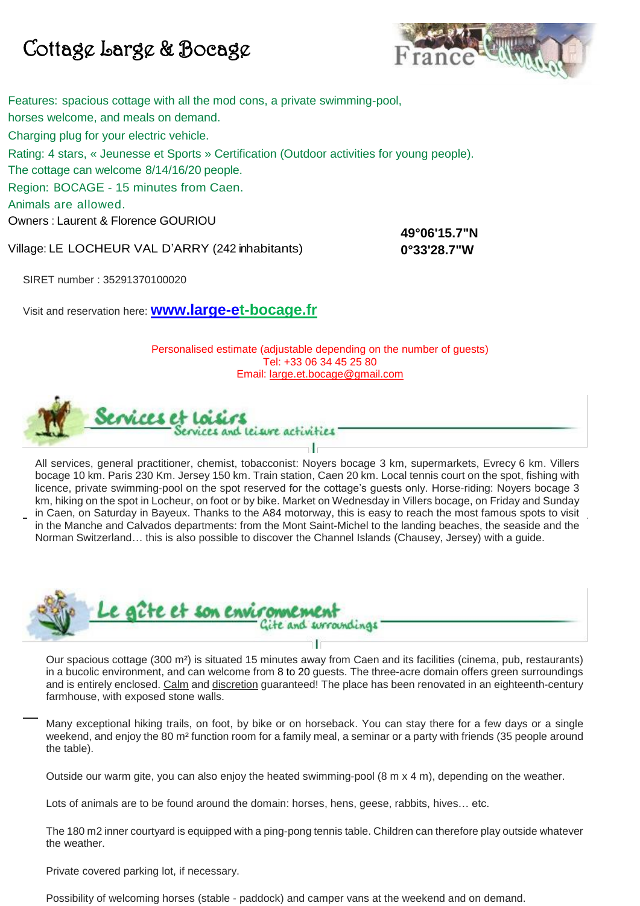# Cottage Large & Bocage

France Calvados

Features: spacious cottage with all the mod cons, a private swimming-pool, horses welcome, and meals on demand.

Charging plug for your electric vehicle.

Rating: 4 stars, « Jeunesse et Sports » Certification (Outdoor activities for young people).

The cottage can welcome 8/14/16/20 people.

Region: BOCAGE - 15 minutes from Caen.

Animals are allowed.

Owners : Laurent & Florence GOURIOU

Village: LE LOCHEUR VAL D'ARRY (242 inhabitants)

**49°06'15.7"N**
**0°33'28.7"W**

SIRET number : 35291370100020

Visit and reservation here: **[www.large-et-bocage.fr](http://www.large-et-bocage.fr)**

Personalised estimate (adjustable depending on the number of guests)
Tel: +33 06 34 45 25 80
Email: large.et.bocage@gmail.com

## Services et Loisirs
### Services and leisure activities

All services, general practitioner, chemist, tobacconist: Noyers bocage 3 km, supermarkets, Evrecy 6 km. Villers bocage 10 km. Paris 230 Km. Jersey 150 km. Train station, Caen 20 km. Local tennis court on the spot, fishing with licence, private swimming-pool on the spot reserved for the cottage's guests only. Horse-riding: Noyers bocage 3 km, hiking on the spot in Locheur, on foot or by bike. Market on Wednesday in Villers bocage, on Friday and Sunday in Caen, on Saturday in Bayeux. Thanks to the A84 motorway, this is easy to reach the most famous spots to visit in the Manche and Calvados departments: from the Mont Saint-Michel to the landing beaches, the seaside and the Norman Switzerland… this is also possible to discover the Channel Islands (Chausey, Jersey) with a guide.

## Le gîte et son environnement
### Gite and surroundings

Our spacious cottage (300 m²) is situated 15 minutes away from Caen and its facilities (cinema, pub, restaurants) in a bucolic environment, and can welcome from 8 to 20 guests. The three-acre domain offers green surroundings and is entirely enclosed. Calm and discretion guaranteed! The place has been renovated in an eighteenth-century farmhouse, with exposed stone walls.

Many exceptional hiking trails, on foot, by bike or on horseback. You can stay there for a few days or a single weekend, and enjoy the 80 m² function room for a family meal, a seminar or a party with friends (35 people around the table).

Outside our warm gite, you can also enjoy the heated swimming-pool (8 m x 4 m), depending on the weather.

Lots of animals are to be found around the domain: horses, hens, geese, rabbits, hives… etc.

The 180 m2 inner courtyard is equipped with a ping-pong tennis table. Children can therefore play outside whatever the weather.

Private covered parking lot, if necessary.

Possibility of welcoming horses (stable - paddock) and camper vans at the weekend and on demand.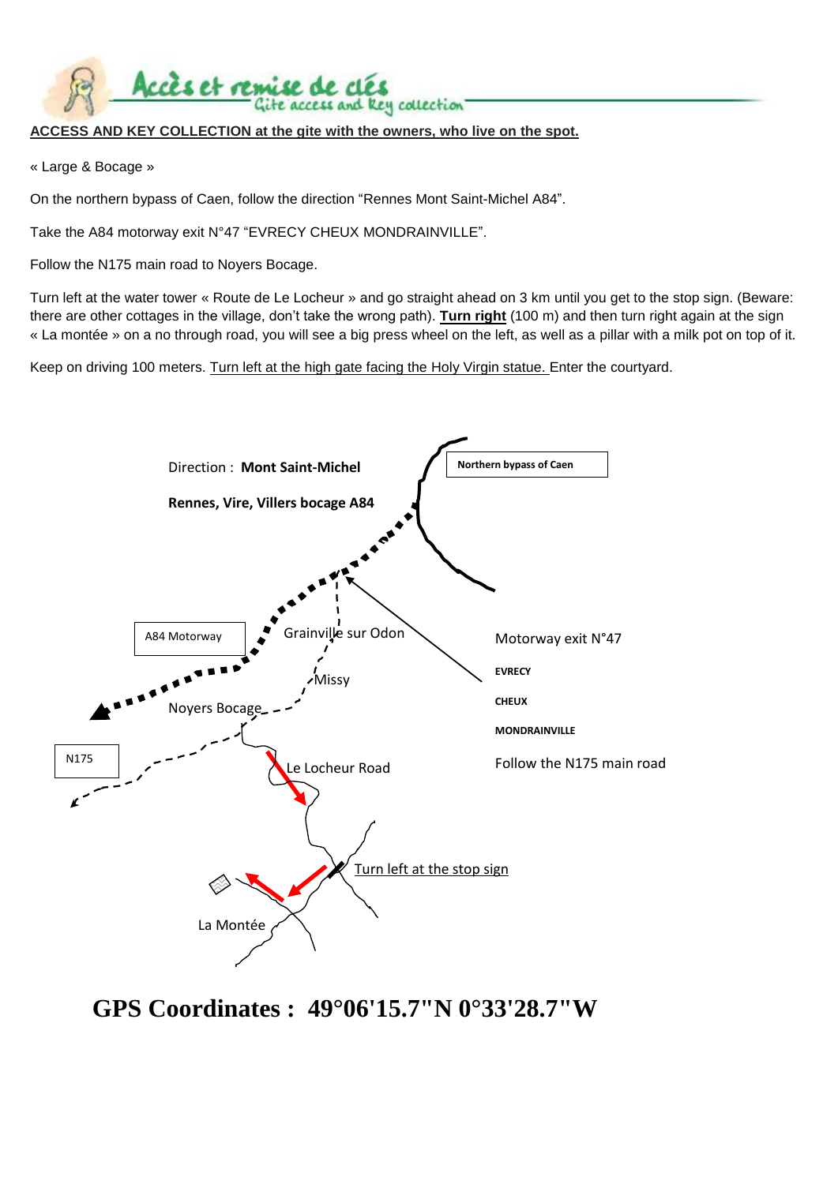Accès et remise de clés
Gite access and Key collection

**ACCESS AND KEY COLLECTION at the gite with the owners, who live on the spot.**

« Large & Bocage »

On the northern bypass of Caen, follow the direction “Rennes Mont Saint-Michel A84”.

Take the A84 motorway exit N°47 “EVRECY CHEUX MONDRAINVILLE”.

Follow the N175 main road to Noyers Bocage.

Turn left at the water tower « Route de Le Locheur » and go straight ahead on 3 km until you get to the stop sign. (Beware: there are other cottages in the village, don't take the wrong path). **Turn right** (100 m) and then turn right again at the sign « La montée » on a no through road, you will see a big press wheel on the left, as well as a pillar with a milk pot on top of it.

Keep on driving 100 meters. Turn left at the high gate facing the Holy Virgin statue. Enter the courtyard.

Direction : **Mont Saint-Michel**

**Rennes, Vire, Villers bocage A84**

Northern bypass of Caen

A84 Motorway

Grainville sur Odon

Missy

Noyers Bocage

N175

Le Locheur Road

Motorway exit N°47

**EVRECY**

**CHEUX**

**MONDRAINVILLE**

Follow the N175 main road

Turn left at the stop sign

La Montée

# GPS Coordinates : 49°06'15.7"N 0°33'28.7"W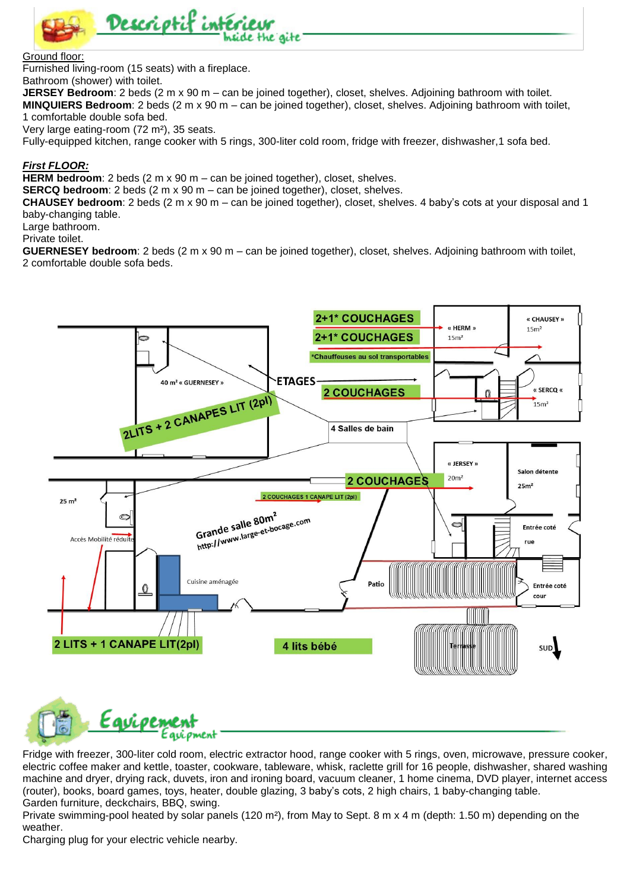## Descriptif intérieur
### Inside the gite

Ground floor:

Furnished living-room (15 seats) with a fireplace.
Bathroom (shower) with toilet.
**JERSEY Bedroom**: 2 beds (2 m x 90 m – can be joined together), closet, shelves. Adjoining bathroom with toilet.
**MINQUIERS Bedroom**: 2 beds (2 m x 90 m – can be joined together), closet, shelves. Adjoining bathroom with toilet, 1 comfortable double sofa bed.
Very large eating-room (72 m²), 35 seats.
Fully-equipped kitchen, range cooker with 5 rings, 300-liter cold room, fridge with freezer, dishwasher,1 sofa bed.

***First FLOOR:***

**HERM bedroom**: 2 beds (2 m x 90 m – can be joined together), closet, shelves.
**SERCQ bedroom**: 2 beds (2 m x 90 m – can be joined together), closet, shelves.
**CHAUSEY bedroom**: 2 beds (2 m x 90 m – can be joined together), closet, shelves. 4 baby's cots at your disposal and 1 baby-changing table.
Large bathroom.
Private toilet.
**GUERNESEY bedroom**: 2 beds (2 m x 90 m – can be joined together), closet, shelves. Adjoining bathroom with toilet, 2 comfortable double sofa beds.

2+1* COUCHAGES
2+1* COUCHAGES
*Chauffeuses au sol transportables
« HERM » 15m²
« CHAUSEY » 15m²
40 m² « GUERNESEY »
ETAGES
2 COUCHAGES
« SERCQ « 15m²
2LITS + 2 CANAPES LIT (2pl)
4 Salles de bain
« JERSEY » 20m²
Salon détente 25m²
2 COUCHAGES
2 COUCHAGES 1 CANAPE LIT (2pl)
25 m²
Grande salle 80m²
http://www.large-et-bocage.com
Accès Mobilité réduite
Entrée coté rue
Cuisine aménagée
Patio
Entrée coté cour
2 LITS + 1 CANAPE LIT(2pl)
4 lits bébé
Terrasse
SUD

## Equipement
### Equipment

Fridge with freezer, 300-liter cold room, electric extractor hood, range cooker with 5 rings, oven, microwave, pressure cooker, electric coffee maker and kettle, toaster, cookware, tableware, whisk, raclette grill for 16 people, dishwasher, shared washing machine and dryer, drying rack, duvets, iron and ironing board, vacuum cleaner, 1 home cinema, DVD player, internet access (router), books, board games, toys, heater, double glazing, 3 baby's cots, 2 high chairs, 1 baby-changing table.
Garden furniture, deckchairs, BBQ, swing.
Private swimming-pool heated by solar panels (120 m²), from May to Sept. 8 m x 4 m (depth: 1.50 m) depending on the weather.
Charging plug for your electric vehicle nearby.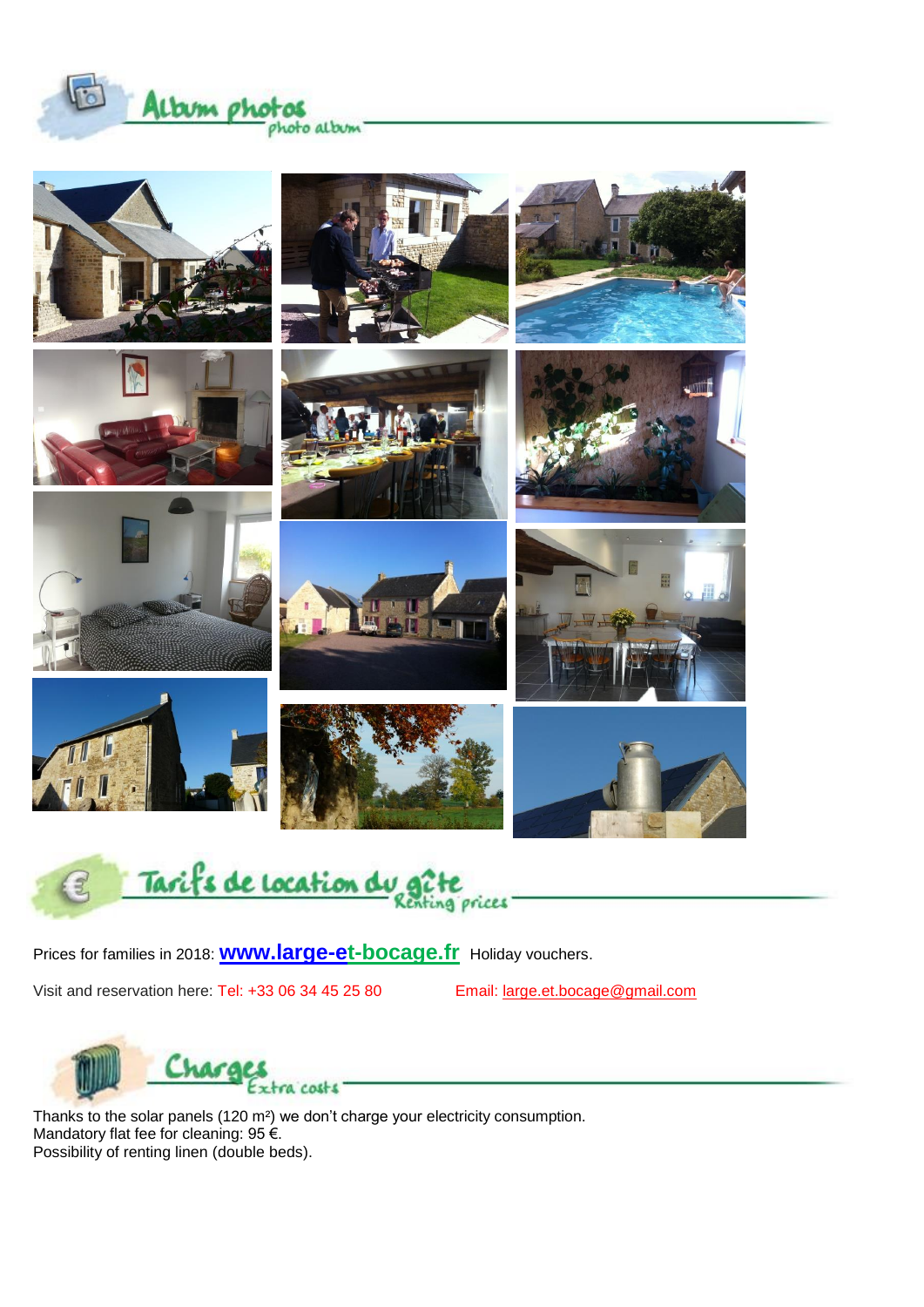## Album photos
*photo album*

## Tarifs de location du gîte
*Renting prices*

Prices for families in 2018: **www.large-et-bocage.fr** Holiday vouchers.

Visit and reservation here: Tel: +33 06 34 45 25 80 Email: large.et.bocage@gmail.com

## Charges
*Extra costs*

Thanks to the solar panels (120 m²) we don't charge your electricity consumption.
Mandatory flat fee for cleaning: 95 €.
Possibility of renting linen (double beds).